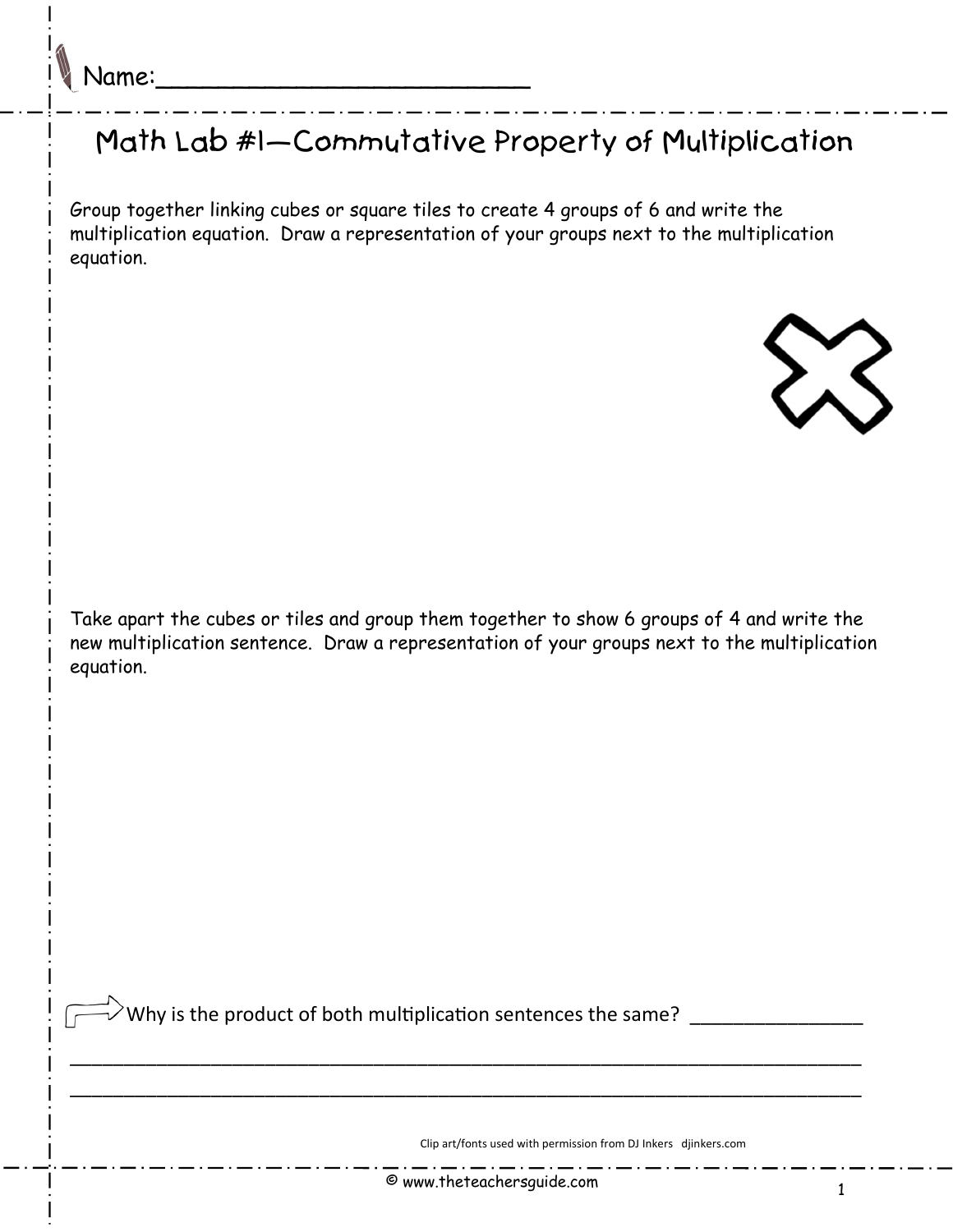Name:___________________________

# Math Lab #1—Commutative Property of Multiplication

Group together linking cubes or square tiles to create 4 groups of 6 and write the multiplication equation. Draw a representation of your groups next to the multiplication equation.

Take apart the cubes or tiles and group them together to show 6 groups of 4 and write the new multiplication sentence. Draw a representation of your groups next to the multiplication equation.

Why is the product of both multiplication sentences the same? _______________

_______________________________________________________________________________

_______________________________________________________________________________

Clip art/fonts used with permission from DJ Inkers djinkers.com

© www.theteachersguide.com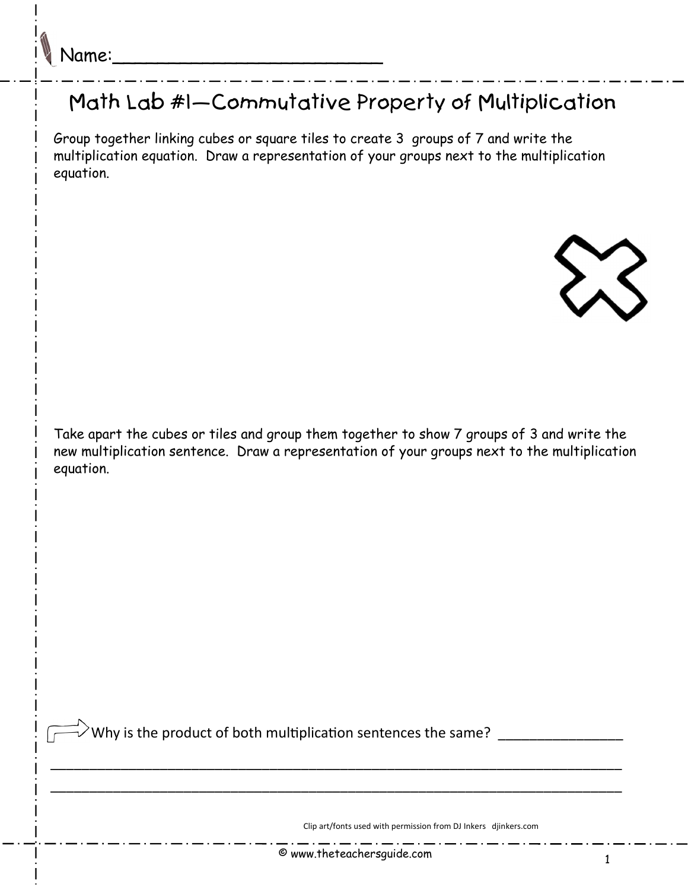Name:___________________________

# Math Lab #1—Commutative Property of Multiplication

Group together linking cubes or square tiles to create 3 groups of 7 and write the multiplication equation. Draw a representation of your groups next to the multiplication equation.

Take apart the cubes or tiles and group them together to show 7 groups of 3 and write the new multiplication sentence. Draw a representation of your groups next to the multiplication equation.

Why is the product of both multiplication sentences the same? _______________

___________________________________________________________________________

___________________________________________________________________________

Clip art/fonts used with permission from DJ Inkers djinkers.com

© www.theteachersguide.com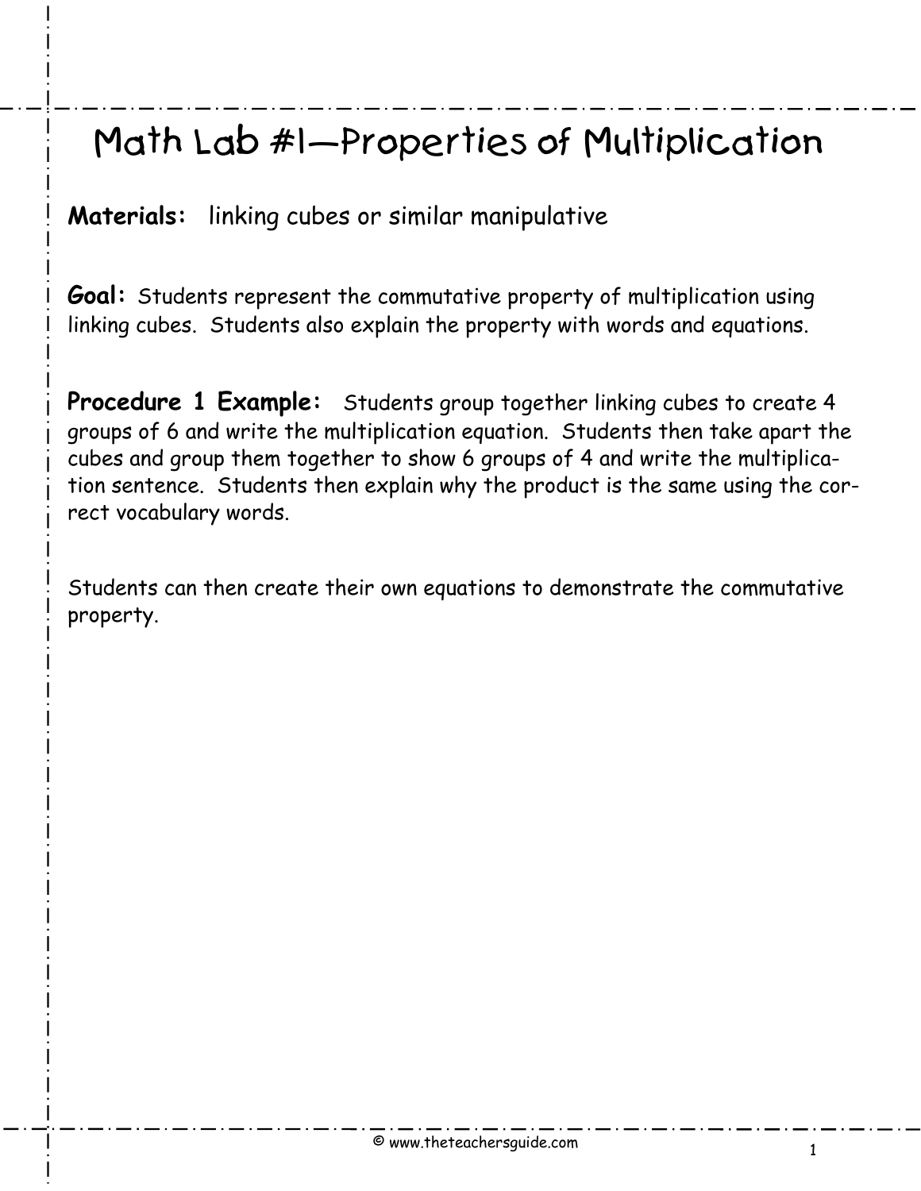# Math Lab #1—Properties of Multiplication

**Materials:** linking cubes or similar manipulative

**Goal:** Students represent the commutative property of multiplication using linking cubes. Students also explain the property with words and equations.

**Procedure 1 Example:** Students group together linking cubes to create 4 groups of 6 and write the multiplication equation. Students then take apart the cubes and group them together to show 6 groups of 4 and write the multiplication sentence. Students then explain why the product is the same using the correct vocabulary words.

Students can then create their own equations to demonstrate the commutative property.

© www.theteachersguide.com